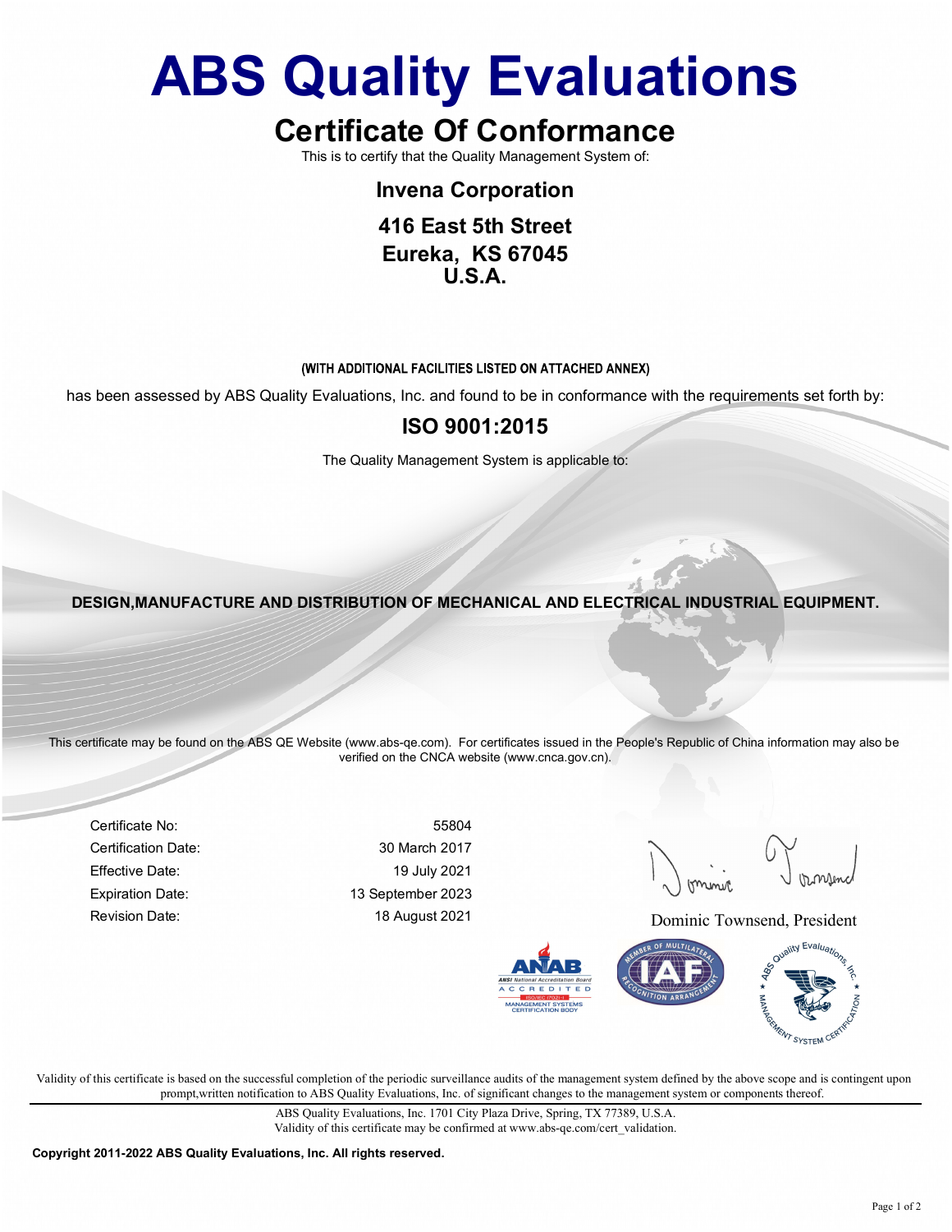# ABS Quality Evaluations

## Certificate Of Conformance

This is to certify that the Quality Management System of:

### Invena Corporation

### 416 East 5th Street
### Eureka, KS 67045
### U.S.A.

(WITH ADDITIONAL FACILITIES LISTED ON ATTACHED ANNEX)

has been assessed by ABS Quality Evaluations, Inc. and found to be in conformance with the requirements set forth by:

## ISO 9001:2015

The Quality Management System is applicable to:

**DESIGN,MANUFACTURE AND DISTRIBUTION OF MECHANICAL AND ELECTRICAL INDUSTRIAL EQUIPMENT.**

This certificate may be found on the ABS QE Website (www.abs-qe.com). For certificates issued in the People's Republic of China information may also be verified on the CNCA website (www.cnca.gov.cn).

| | |
|---|---|
| Certificate No: | 55804 |
| Certification Date: | 30 March 2017 |
| Effective Date: | 19 July 2021 |
| Expiration Date: | 13 September 2023 |
| Revision Date: | 18 August 2021 |

Dominic Townsend, President

Validity of this certificate is based on the successful completion of the periodic surveillance audits of the management system defined by the above scope and is contingent upon prompt,written notification to ABS Quality Evaluations, Inc. of significant changes to the management system or components thereof.

ABS Quality Evaluations, Inc. 1701 City Plaza Drive, Spring, TX 77389, U.S.A.
Validity of this certificate may be confirmed at www.abs-qe.com/cert_validation.

**Copyright 2011-2022 ABS Quality Evaluations, Inc. All rights reserved.**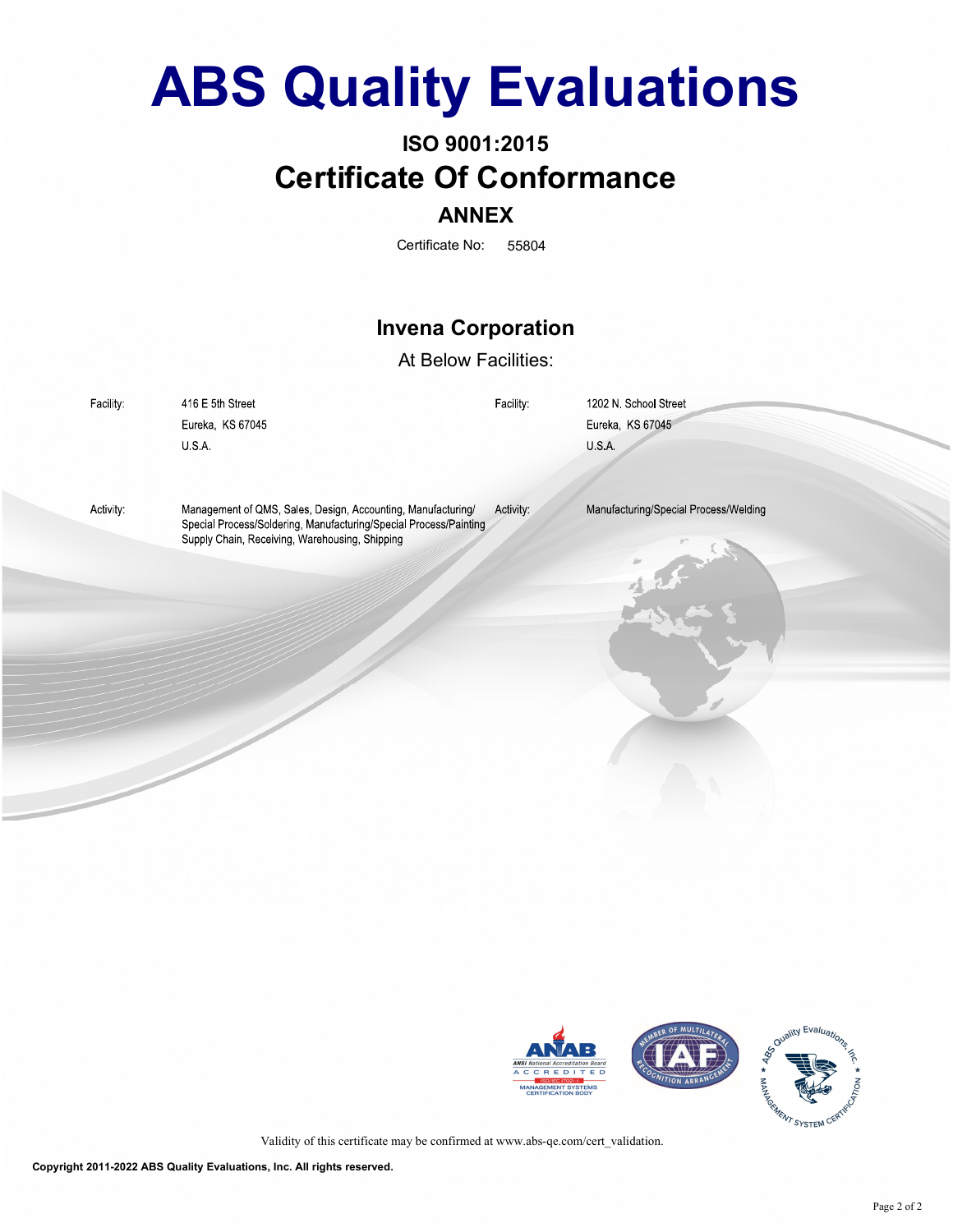# ABS Quality Evaluations

## ISO 9001:2015

## Certificate Of Conformance

### ANNEX

Certificate No: 55804

### Invena Corporation

At Below Facilities:

| | | | |
|---|---|---|---|
| Facility: | 416 E 5th Street<br>Eureka, KS 67045<br>U.S.A. | Facility: | 1202 N. School Street<br>Eureka, KS 67045<br>U.S.A. |
| Activity: | Management of QMS, Sales, Design, Accounting, Manufacturing/ Special Process/Soldering, Manufacturing/Special Process/Painting Supply Chain, Receiving, Warehousing, Shipping | Activity: | Manufacturing/Special Process/Welding |

Validity of this certificate may be confirmed at www.abs-qe.com/cert_validation.

**Copyright 2011-2022 ABS Quality Evaluations, Inc. All rights reserved.**